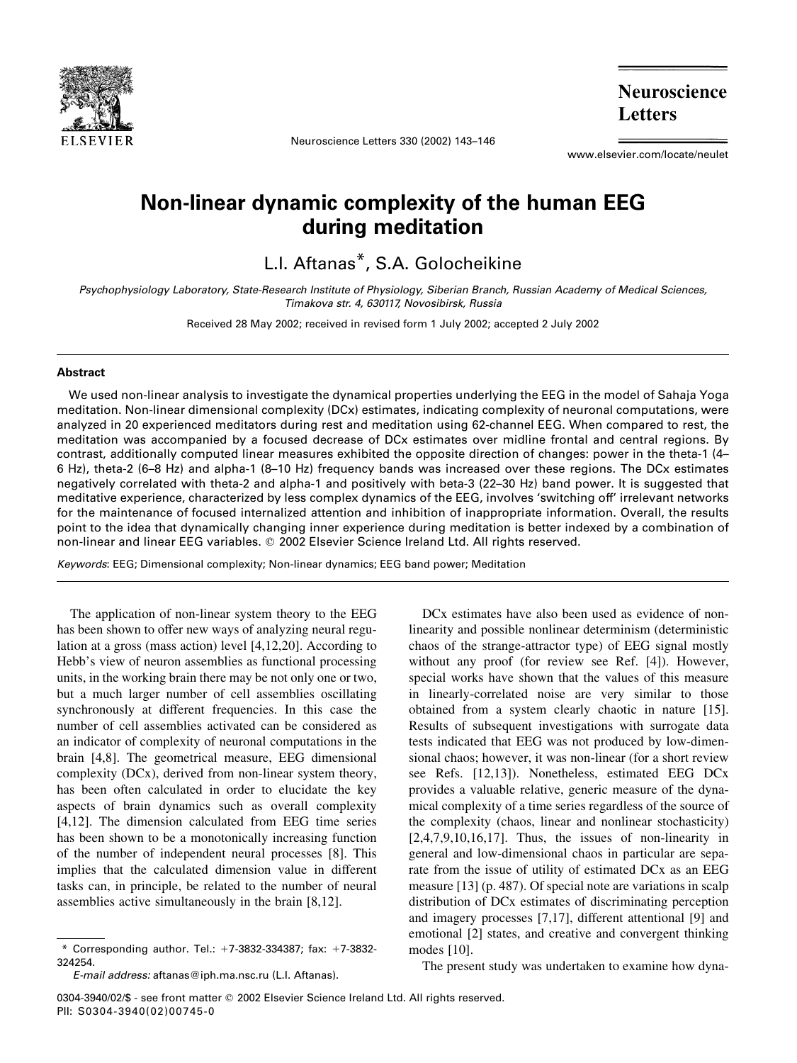# Non-linear dynamic complexity of the human EEG during meditation

L.I. Aftanas*, S.A. Golocheikine

*Psychophysiology Laboratory, State-Research Institute of Physiology, Siberian Branch, Russian Academy of Medical Sciences, Timakova str. 4, 630117, Novosibirsk, Russia*

Received 28 May 2002; received in revised form 1 July 2002; accepted 2 July 2002

## Abstract

We used non-linear analysis to investigate the dynamical properties underlying the EEG in the model of Sahaja Yoga meditation. Non-linear dimensional complexity (DCx) estimates, indicating complexity of neuronal computations, were analyzed in 20 experienced meditators during rest and meditation using 62-channel EEG. When compared to rest, the meditation was accompanied by a focused decrease of DCx estimates over midline frontal and central regions. By contrast, additionally computed linear measures exhibited the opposite direction of changes: power in the theta-1 (4–6 Hz), theta-2 (6–8 Hz) and alpha-1 (8–10 Hz) frequency bands was increased over these regions. The DCx estimates negatively correlated with theta-2 and alpha-1 and positively with beta-3 (22–30 Hz) band power. It is suggested that meditative experience, characterized by less complex dynamics of the EEG, involves 'switching off' irrelevant networks for the maintenance of focused internalized attention and inhibition of inappropriate information. Overall, the results point to the idea that dynamically changing inner experience during meditation is better indexed by a combination of non-linear and linear EEG variables. © 2002 Elsevier Science Ireland Ltd. All rights reserved.

*Keywords*: EEG; Dimensional complexity; Non-linear dynamics; EEG band power; Meditation

The application of non-linear system theory to the EEG has been shown to offer new ways of analyzing neural regulation at a gross (mass action) level [4,12,20]. According to Hebb's view of neuron assemblies as functional processing units, in the working brain there may be not only one or two, but a much larger number of cell assemblies oscillating synchronously at different frequencies. In this case the number of cell assemblies activated can be considered as an indicator of complexity of neuronal computations in the brain [4,8]. The geometrical measure, EEG dimensional complexity (DCx), derived from non-linear system theory, has been often calculated in order to elucidate the key aspects of brain dynamics such as overall complexity [4,12]. The dimension calculated from EEG time series has been shown to be a monotonically increasing function of the number of independent neural processes [8]. This implies that the calculated dimension value in different tasks can, in principle, be related to the number of neural assemblies active simultaneously in the brain [8,12].

DCx estimates have also been used as evidence of non-linearity and possible nonlinear determinism (deterministic chaos of the strange-attractor type) of EEG signal mostly without any proof (for review see Ref. [4]). However, special works have shown that the values of this measure in linearly-correlated noise are very similar to those obtained from a system clearly chaotic in nature [15]. Results of subsequent investigations with surrogate data tests indicated that EEG was not produced by low-dimensional chaos; however, it was non-linear (for a short review see Refs. [12,13]). Nonetheless, estimated EEG DCx provides a valuable relative, generic measure of the dynamical complexity of a time series regardless of the source of the complexity (chaos, linear and nonlinear stochasticity) [2,4,7,9,10,16,17]. Thus, the issues of non-linearity in general and low-dimensional chaos in particular are separate from the issue of utility of estimated DCx as an EEG measure [13] (p. 487). Of special note are variations in scalp distribution of DCx estimates of discriminating perception and imagery processes [7,17], different attentional [9] and emotional [2] states, and creative and convergent thinking modes [10].

The present study was undertaken to examine how dyna-

\* Corresponding author. Tel.: +7-3832-334387; fax: +7-3832-324254.

*E-mail address:* aftanas@iph.ma.nsc.ru (L.I. Aftanas).

0304-3940/02/$ - see front matter © 2002 Elsevier Science Ireland Ltd. All rights reserved.
PII: S0304-3940(02)00745-0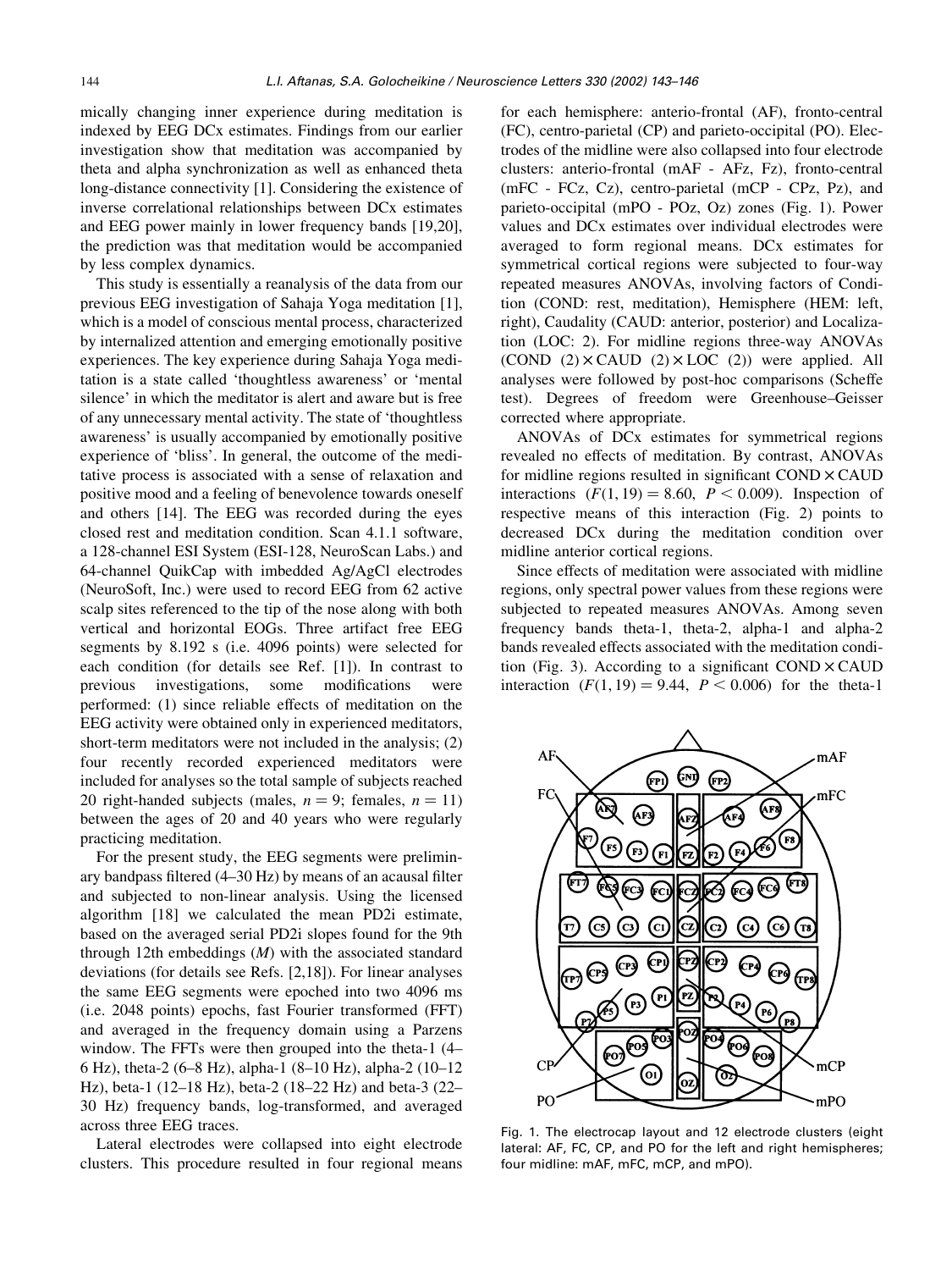mically changing inner experience during meditation is indexed by EEG DCx estimates. Findings from our earlier investigation show that meditation was accompanied by theta and alpha synchronization as well as enhanced theta long-distance connectivity [1]. Considering the existence of inverse correlational relationships between DCx estimates and EEG power mainly in lower frequency bands [19,20], the prediction was that meditation would be accompanied by less complex dynamics.

This study is essentially a reanalysis of the data from our previous EEG investigation of Sahaja Yoga meditation [1], which is a model of conscious mental process, characterized by internalized attention and emerging emotionally positive experiences. The key experience during Sahaja Yoga meditation is a state called 'thoughtless awareness' or 'mental silence' in which the meditator is alert and aware but is free of any unnecessary mental activity. The state of 'thoughtless awareness' is usually accompanied by emotionally positive experience of 'bliss'. In general, the outcome of the meditative process is associated with a sense of relaxation and positive mood and a feeling of benevolence towards oneself and others [14]. The EEG was recorded during the eyes closed rest and meditation condition. Scan 4.1.1 software, a 128-channel ESI System (ESI-128, NeuroScan Labs.) and 64-channel QuikCap with imbedded Ag/AgCl electrodes (NeuroSoft, Inc.) were used to record EEG from 62 active scalp sites referenced to the tip of the nose along with both vertical and horizontal EOGs. Three artifact free EEG segments by 8.192 s (i.e. 4096 points) were selected for each condition (for details see Ref. [1]). In contrast to previous investigations, some modifications were performed: (1) since reliable effects of meditation on the EEG activity were obtained only in experienced meditators, short-term meditators were not included in the analysis; (2) four recently recorded experienced meditators were included for analyses so the total sample of subjects reached 20 right-handed subjects (males, $n = 9$; females, $n = 11$) between the ages of 20 and 40 years who were regularly practicing meditation.

For the present study, the EEG segments were preliminary bandpass filtered (4–30 Hz) by means of an acausal filter and subjected to non-linear analysis. Using the licensed algorithm [18] we calculated the mean PD2i estimate, based on the averaged serial PD2i slopes found for the 9th through 12th embeddings ($M$) with the associated standard deviations (for details see Refs. [2,18]). For linear analyses the same EEG segments were epoched into two 4096 ms (i.e. 2048 points) epochs, fast Fourier transformed (FFT) and averaged in the frequency domain using a Parzens window. The FFTs were then grouped into the theta-1 (4–6 Hz), theta-2 (6–8 Hz), alpha-1 (8–10 Hz), alpha-2 (10–12 Hz), beta-1 (12–18 Hz), beta-2 (18–22 Hz) and beta-3 (22–30 Hz) frequency bands, log-transformed, and averaged across three EEG traces.

Lateral electrodes were collapsed into eight electrode clusters. This procedure resulted in four regional means for each hemisphere: anterio-frontal (AF), fronto-central (FC), centro-parietal (CP) and parieto-occipital (PO). Electrodes of the midline were also collapsed into four electrode clusters: anterio-frontal (mAF - AFz, Fz), fronto-central (mFC - FCz, Cz), centro-parietal (mCP - CPz, Pz), and parieto-occipital (mPO - POz, Oz) zones (Fig. 1). Power values and DCx estimates over individual electrodes were averaged to form regional means. DCx estimates for symmetrical cortical regions were subjected to four-way repeated measures ANOVAs, involving factors of Condition (COND: rest, meditation), Hemisphere (HEM: left, right), Caudality (CAUD: anterior, posterior) and Localization (LOC: 2). For midline regions three-way ANOVAs (COND (2) $\times$ CAUD (2) $\times$ LOC (2)) were applied. All analyses were followed by post-hoc comparisons (Scheffe test). Degrees of freedom were Greenhouse–Geisser corrected where appropriate.

ANOVAs of DCx estimates for symmetrical regions revealed no effects of meditation. By contrast, ANOVAs for midline regions resulted in significant COND $\times$ CAUD interactions ($F(1, 19) = 8.60$, $P < 0.009$). Inspection of respective means of this interaction (Fig. 2) points to decreased DCx during the meditation condition over midline anterior cortical regions.

Since effects of meditation were associated with midline regions, only spectral power values from these regions were subjected to repeated measures ANOVAs. Among seven frequency bands theta-1, theta-2, alpha-1 and alpha-2 bands revealed effects associated with the meditation condition (Fig. 3). According to a significant COND $\times$ CAUD interaction ($F(1, 19) = 9.44$, $P < 0.006$) for the theta-1

Fig. 1. The electrocap layout and 12 electrode clusters (eight lateral: AF, FC, CP, and PO for the left and right hemispheres; four midline: mAF, mFC, mCP, and mPO).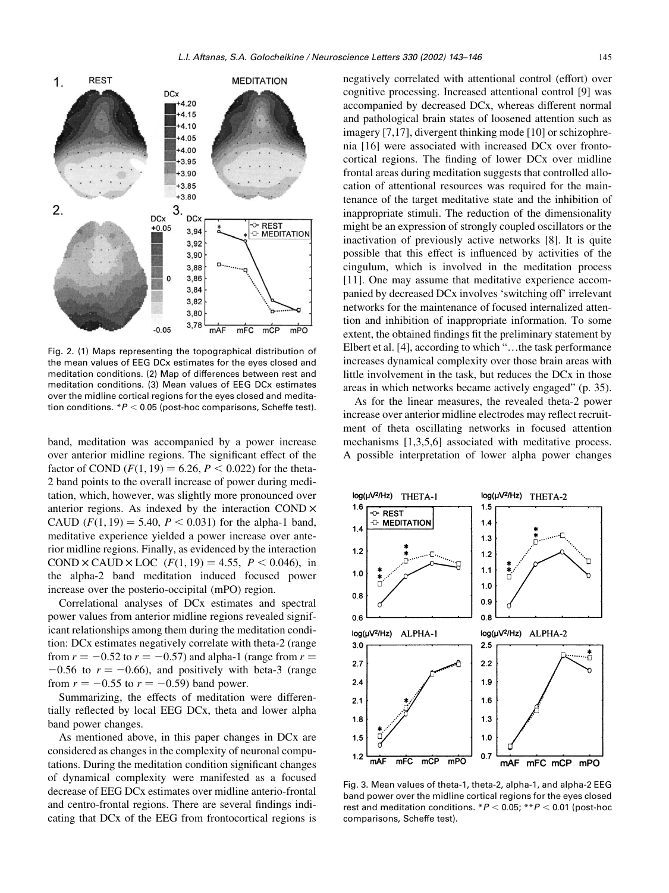Fig. 2. (1) Maps representing the topographical distribution of the mean values of EEG DCx estimates for the eyes closed and meditation conditions. (2) Map of differences between rest and meditation conditions. (3) Mean values of EEG DCx estimates over the midline cortical regions for the eyes closed and meditation conditions. $^*P < 0.05$ (post-hoc comparisons, Scheffe test).

band, meditation was accompanied by a power increase over anterior midline regions. The significant effect of the factor of COND ($F(1, 19) = 6.26$, $P < 0.022$) for the theta-2 band points to the overall increase of power during meditation, which, however, was slightly more pronounced over anterior regions. As indexed by the interaction COND $\times$ CAUD ($F(1, 19) = 5.40$, $P < 0.031$) for the alpha-1 band, meditative experience yielded a power increase over anterior midline regions. Finally, as evidenced by the interaction COND $\times$ CAUD $\times$ LOC ($F(1, 19) = 4.55$, $P < 0.046$), in the alpha-2 band meditation induced focused power increase over the posterio-occipital (mPO) region.

Correlational analyses of DCx estimates and spectral power values from anterior midline regions revealed significant relationships among them during the meditation condition: DCx estimates negatively correlate with theta-2 (range from $r = -0.52$ to $r = -0.57$) and alpha-1 (range from $r = -0.56$ to $r = -0.66$), and positively with beta-3 (range from $r = -0.55$ to $r = -0.59$) band power.

Summarizing, the effects of meditation were differentially reflected by local EEG DCx, theta and lower alpha band power changes.

As mentioned above, in this paper changes in DCx are considered as changes in the complexity of neuronal computations. During the meditation condition significant changes of dynamical complexity were manifested as a focused decrease of EEG DCx estimates over midline anterio-frontal and centro-frontal regions. There are several findings indicating that DCx of the EEG from frontocortical regions is negatively correlated with attentional control (effort) over cognitive processing. Increased attentional control [9] was accompanied by decreased DCx, whereas different normal and pathological brain states of loosened attention such as imagery [7,17], divergent thinking mode [10] or schizophrenia [16] were associated with increased DCx over frontocortical regions. The finding of lower DCx over midline frontal areas during meditation suggests that controlled allocation of attentional resources was required for the maintenance of the target meditative state and the inhibition of inappropriate stimuli. The reduction of the dimensionality might be an expression of strongly coupled oscillators or the inactivation of previously active networks [8]. It is quite possible that this effect is influenced by activities of the cingulum, which is involved in the meditation process [11]. One may assume that meditative experience accompanied by decreased DCx involves 'switching off' irrelevant networks for the maintenance of focused internalized attention and inhibition of inappropriate information. To some extent, the obtained findings fit the preliminary statement by Elbert et al. [4], according to which "…the task performance increases dynamical complexity over those brain areas with little involvement in the task, but reduces the DCx in those areas in which networks became actively engaged" (p. 35).

As for the linear measures, the revealed theta-2 power increase over anterior midline electrodes may reflect recruitment of theta oscillating networks in focused attention mechanisms [1,3,5,6] associated with meditative process. A possible interpretation of lower alpha power changes

Fig. 3. Mean values of theta-1, theta-2, alpha-1, and alpha-2 EEG band power over the midline cortical regions for the eyes closed rest and meditation conditions. $^*P < 0.05$; $^{**}P < 0.01$ (post-hoc comparisons, Scheffe test).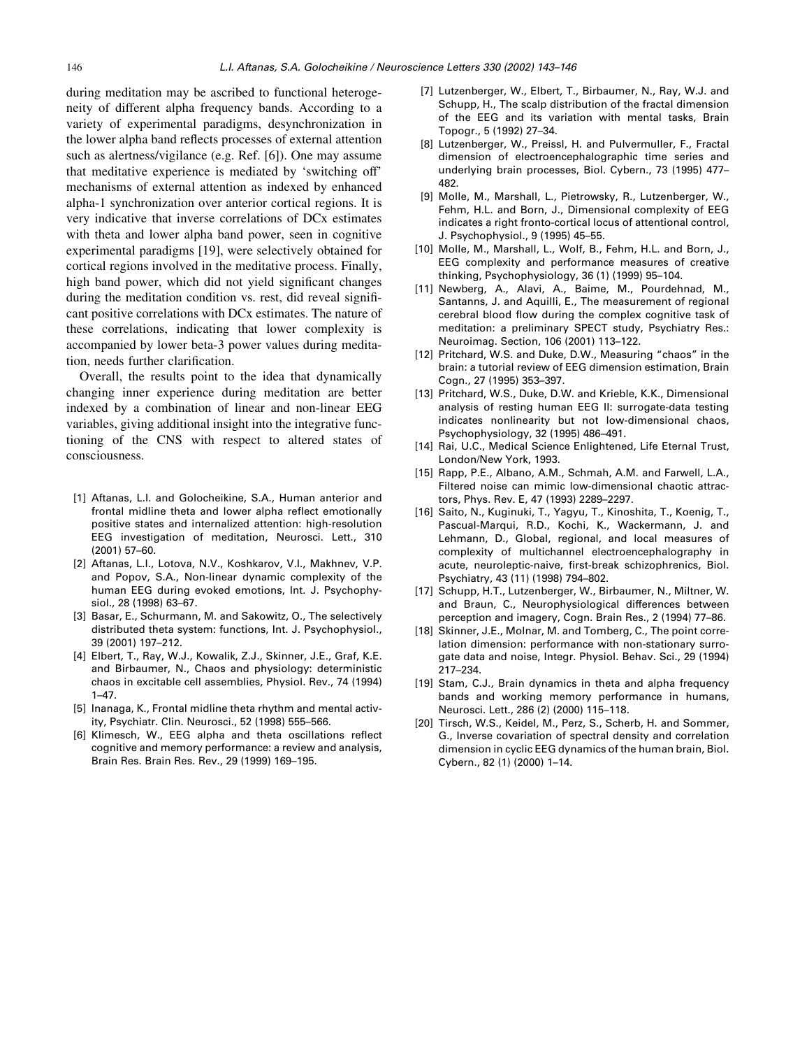during meditation may be ascribed to functional heterogeneity of different alpha frequency bands. According to a variety of experimental paradigms, desynchronization in the lower alpha band reflects processes of external attention such as alertness/vigilance (e.g. Ref. [6]). One may assume that meditative experience is mediated by 'switching off' mechanisms of external attention as indexed by enhanced alpha-1 synchronization over anterior cortical regions. It is very indicative that inverse correlations of DCx estimates with theta and lower alpha band power, seen in cognitive experimental paradigms [19], were selectively obtained for cortical regions involved in the meditative process. Finally, high band power, which did not yield significant changes during the meditation condition vs. rest, did reveal significant positive correlations with DCx estimates. The nature of these correlations, indicating that lower complexity is accompanied by lower beta-3 power values during meditation, needs further clarification.

Overall, the results point to the idea that dynamically changing inner experience during meditation are better indexed by a combination of linear and non-linear EEG variables, giving additional insight into the integrative functioning of the CNS with respect to altered states of consciousness.

[1] Aftanas, L.I. and Golocheikine, S.A., Human anterior and frontal midline theta and lower alpha reflect emotionally positive states and internalized attention: high-resolution EEG investigation of meditation, Neurosci. Lett., 310 (2001) 57–60.

[2] Aftanas, L.I., Lotova, N.V., Koshkarov, V.I., Makhnev, V.P. and Popov, S.A., Non-linear dynamic complexity of the human EEG during evoked emotions, Int. J. Psychophysiol., 28 (1998) 63–67.

[3] Basar, E., Schurmann, M. and Sakowitz, O., The selectively distributed theta system: functions, Int. J. Psychophysiol., 39 (2001) 197–212.

[4] Elbert, T., Ray, W.J., Kowalik, Z.J., Skinner, J.E., Graf, K.E. and Birbaumer, N., Chaos and physiology: deterministic chaos in excitable cell assemblies, Physiol. Rev., 74 (1994) 1–47.

[5] Inanaga, K., Frontal midline theta rhythm and mental activity, Psychiatr. Clin. Neurosci., 52 (1998) 555–566.

[6] Klimesch, W., EEG alpha and theta oscillations reflect cognitive and memory performance: a review and analysis, Brain Res. Brain Res. Rev., 29 (1999) 169–195.

[7] Lutzenberger, W., Elbert, T., Birbaumer, N., Ray, W.J. and Schupp, H., The scalp distribution of the fractal dimension of the EEG and its variation with mental tasks, Brain Topogr., 5 (1992) 27–34.

[8] Lutzenberger, W., Preissl, H. and Pulvermuller, F., Fractal dimension of electroencephalographic time series and underlying brain processes, Biol. Cybern., 73 (1995) 477–482.

[9] Molle, M., Marshall, L., Pietrowsky, R., Lutzenberger, W., Fehm, H.L. and Born, J., Dimensional complexity of EEG indicates a right fronto-cortical locus of attentional control, J. Psychophysiol., 9 (1995) 45–55.

[10] Molle, M., Marshall, L., Wolf, B., Fehm, H.L. and Born, J., EEG complexity and performance measures of creative thinking, Psychophysiology, 36 (1) (1999) 95–104.

[11] Newberg, A., Alavi, A., Baime, M., Pourdehnad, M., Santanns, J. and Aquilli, E., The measurement of regional cerebral blood flow during the complex cognitive task of meditation: a preliminary SPECT study, Psychiatry Res.: Neuroimag. Section, 106 (2001) 113–122.

[12] Pritchard, W.S. and Duke, D.W., Measuring "chaos" in the brain: a tutorial review of EEG dimension estimation, Brain Cogn., 27 (1995) 353–397.

[13] Pritchard, W.S., Duke, D.W. and Krieble, K.K., Dimensional analysis of resting human EEG II: surrogate-data testing indicates nonlinearity but not low-dimensional chaos, Psychophysiology, 32 (1995) 486–491.

[14] Rai, U.C., Medical Science Enlightened, Life Eternal Trust, London/New York, 1993.

[15] Rapp, P.E., Albano, A.M., Schmah, A.M. and Farwell, L.A., Filtered noise can mimic low-dimensional chaotic attractors, Phys. Rev. E, 47 (1993) 2289–2297.

[16] Saito, N., Kuginuki, T., Yagyu, T., Kinoshita, T., Koenig, T., Pascual-Marqui, R.D., Kochi, K., Wackermann, J. and Lehmann, D., Global, regional, and local measures of complexity of multichannel electroencephalography in acute, neuroleptic-naive, first-break schizophrenics, Biol. Psychiatry, 43 (11) (1998) 794–802.

[17] Schupp, H.T., Lutzenberger, W., Birbaumer, N., Miltner, W. and Braun, C., Neurophysiological differences between perception and imagery, Cogn. Brain Res., 2 (1994) 77–86.

[18] Skinner, J.E., Molnar, M. and Tomberg, C., The point correlation dimension: performance with non-stationary surrogate data and noise, Integr. Physiol. Behav. Sci., 29 (1994) 217–234.

[19] Stam, C.J., Brain dynamics in theta and alpha frequency bands and working memory performance in humans, Neurosci. Lett., 286 (2) (2000) 115–118.

[20] Tirsch, W.S., Keidel, M., Perz, S., Scherb, H. and Sommer, G., Inverse covariation of spectral density and correlation dimension in cyclic EEG dynamics of the human brain, Biol. Cybern., 82 (1) (2000) 1–14.